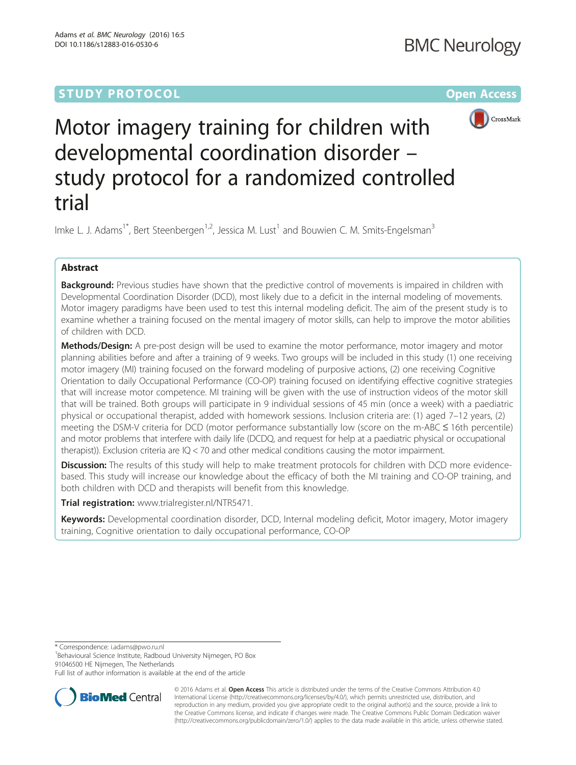STUDY PROTOCOL Open Access

# Motor imagery training for children with developmental coordination disorder – study protocol for a randomized controlled trial

Imke L. J. Adams[1*], Bert Steenbergen[1,2], Jessica M. Lust[1] and Bouwien C. M. Smits-Engelsman[3]

## Abstract

**Background:** Previous studies have shown that the predictive control of movements is impaired in children with Developmental Coordination Disorder (DCD), most likely due to a deficit in the internal modeling of movements. Motor imagery paradigms have been used to test this internal modeling deficit. The aim of the present study is to examine whether a training focused on the mental imagery of motor skills, can help to improve the motor abilities of children with DCD.

**Methods/Design:** A pre-post design will be used to examine the motor performance, motor imagery and motor planning abilities before and after a training of 9 weeks. Two groups will be included in this study (1) one receiving motor imagery (MI) training focused on the forward modeling of purposive actions, (2) one receiving Cognitive Orientation to daily Occupational Performance (CO-OP) training focused on identifying effective cognitive strategies that will increase motor competence. MI training will be given with the use of instruction videos of the motor skill that will be trained. Both groups will participate in 9 individual sessions of 45 min (once a week) with a paediatric physical or occupational therapist, added with homework sessions. Inclusion criteria are: (1) aged 7–12 years, (2) meeting the DSM-V criteria for DCD (motor performance substantially low (score on the m-ABC ≤ 16th percentile) and motor problems that interfere with daily life (DCDQ, and request for help at a paediatric physical or occupational therapist)). Exclusion criteria are IQ < 70 and other medical conditions causing the motor impairment.

**Discussion:** The results of this study will help to make treatment protocols for children with DCD more evidence-based. This study will increase our knowledge about the efficacy of both the MI training and CO-OP training, and both children with DCD and therapists will benefit from this knowledge.

**Trial registration:** www.trialregister.nl/NTR5471.

**Keywords:** Developmental coordination disorder, DCD, Internal modeling deficit, Motor imagery, Motor imagery training, Cognitive orientation to daily occupational performance, CO-OP

\* Correspondence: i.adams@pwo.ru.nl

[1]Behavioural Science Institute, Radboud University Nijmegen, PO Box 91046500 HE Nijmegen, The Netherlands

Full list of author information is available at the end of the article

© 2016 Adams et al. **Open Access** This article is distributed under the terms of the Creative Commons Attribution 4.0 International License (http://creativecommons.org/licenses/by/4.0/), which permits unrestricted use, distribution, and reproduction in any medium, provided you give appropriate credit to the original author(s) and the source, provide a link to the Creative Commons license, and indicate if changes were made. The Creative Commons Public Domain Dedication waiver (http://creativecommons.org/publicdomain/zero/1.0/) applies to the data made available in this article, unless otherwise stated.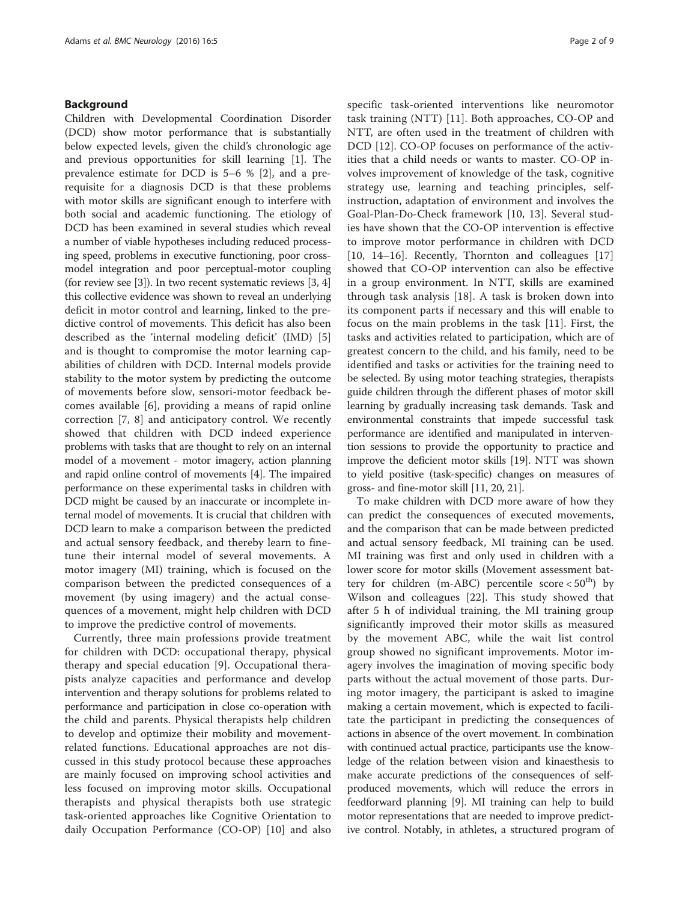## Background

Children with Developmental Coordination Disorder (DCD) show motor performance that is substantially below expected levels, given the child's chronologic age and previous opportunities for skill learning [1]. The prevalence estimate for DCD is 5–6 % [2], and a prerequisite for a diagnosis DCD is that these problems with motor skills are significant enough to interfere with both social and academic functioning. The etiology of DCD has been examined in several studies which reveal a number of viable hypotheses including reduced processing speed, problems in executive functioning, poor cross-model integration and poor perceptual-motor coupling (for review see [3]). In two recent systematic reviews [3, 4] this collective evidence was shown to reveal an underlying deficit in motor control and learning, linked to the predictive control of movements. This deficit has also been described as the 'internal modeling deficit' (IMD) [5] and is thought to compromise the motor learning capabilities of children with DCD. Internal models provide stability to the motor system by predicting the outcome of movements before slow, sensori-motor feedback becomes available [6], providing a means of rapid online correction [7, 8] and anticipatory control. We recently showed that children with DCD indeed experience problems with tasks that are thought to rely on an internal model of a movement - motor imagery, action planning and rapid online control of movements [4]. The impaired performance on these experimental tasks in children with DCD might be caused by an inaccurate or incomplete internal model of movements. It is crucial that children with DCD learn to make a comparison between the predicted and actual sensory feedback, and thereby learn to fine-tune their internal model of several movements. A motor imagery (MI) training, which is focused on the comparison between the predicted consequences of a movement (by using imagery) and the actual consequences of a movement, might help children with DCD to improve the predictive control of movements.

Currently, three main professions provide treatment for children with DCD: occupational therapy, physical therapy and special education [9]. Occupational therapists analyze capacities and performance and develop intervention and therapy solutions for problems related to performance and participation in close co-operation with the child and parents. Physical therapists help children to develop and optimize their mobility and movement-related functions. Educational approaches are not discussed in this study protocol because these approaches are mainly focused on improving school activities and less focused on improving motor skills. Occupational therapists and physical therapists both use strategic task-oriented approaches like Cognitive Orientation to daily Occupation Performance (CO-OP) [10] and also specific task-oriented interventions like neuromotor task training (NTT) [11]. Both approaches, CO-OP and NTT, are often used in the treatment of children with DCD [12]. CO-OP focuses on performance of the activities that a child needs or wants to master. CO-OP involves improvement of knowledge of the task, cognitive strategy use, learning and teaching principles, self-instruction, adaptation of environment and involves the Goal-Plan-Do-Check framework [10, 13]. Several studies have shown that the CO-OP intervention is effective to improve motor performance in children with DCD [10, 14–16]. Recently, Thornton and colleagues [17] showed that CO-OP intervention can also be effective in a group environment. In NTT, skills are examined through task analysis [18]. A task is broken down into its component parts if necessary and this will enable to focus on the main problems in the task [11]. First, the tasks and activities related to participation, which are of greatest concern to the child, and his family, need to be identified and tasks or activities for the training need to be selected. By using motor teaching strategies, therapists guide children through the different phases of motor skill learning by gradually increasing task demands. Task and environmental constraints that impede successful task performance are identified and manipulated in intervention sessions to provide the opportunity to practice and improve the deficient motor skills [19]. NTT was shown to yield positive (task-specific) changes on measures of gross- and fine-motor skill [11, 20, 21].

To make children with DCD more aware of how they can predict the consequences of executed movements, and the comparison that can be made between predicted and actual sensory feedback, MI training can be used. MI training was first and only used in children with a lower score for motor skills (Movement assessment battery for children (m-ABC) percentile score < $50^{th}$) by Wilson and colleagues [22]. This study showed that after 5 h of individual training, the MI training group significantly improved their motor skills as measured by the movement ABC, while the wait list control group showed no significant improvements. Motor imagery involves the imagination of moving specific body parts without the actual movement of those parts. During motor imagery, the participant is asked to imagine making a certain movement, which is expected to facilitate the participant in predicting the consequences of actions in absence of the overt movement. In combination with continued actual practice, participants use the knowledge of the relation between vision and kinaesthesis to make accurate predictions of the consequences of self-produced movements, which will reduce the errors in feedforward planning [9]. MI training can help to build motor representations that are needed to improve predictive control. Notably, in athletes, a structured program of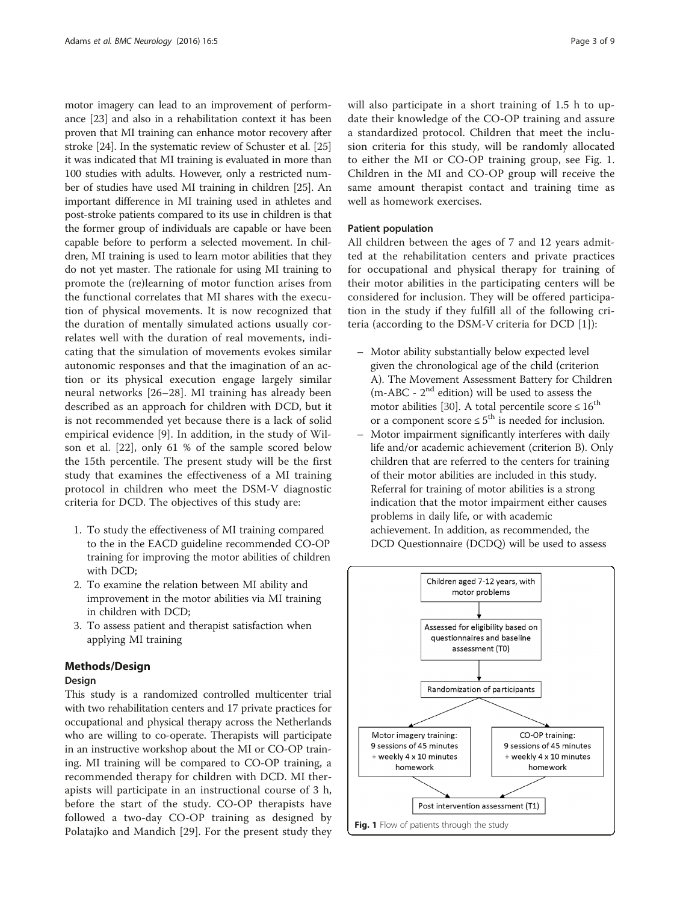motor imagery can lead to an improvement of performance [23] and also in a rehabilitation context it has been proven that MI training can enhance motor recovery after stroke [24]. In the systematic review of Schuster et al. [25] it was indicated that MI training is evaluated in more than 100 studies with adults. However, only a restricted number of studies have used MI training in children [25]. An important difference in MI training used in athletes and post-stroke patients compared to its use in children is that the former group of individuals are capable or have been capable before to perform a selected movement. In children, MI training is used to learn motor abilities that they do not yet master. The rationale for using MI training to promote the (re)learning of motor function arises from the functional correlates that MI shares with the execution of physical movements. It is now recognized that the duration of mentally simulated actions usually correlates well with the duration of real movements, indicating that the simulation of movements evokes similar autonomic responses and that the imagination of an action or its physical execution engage largely similar neural networks [26–28]. MI training has already been described as an approach for children with DCD, but it is not recommended yet because there is a lack of solid empirical evidence [9]. In addition, in the study of Wilson et al. [22], only 61 % of the sample scored below the 15th percentile. The present study will be the first study that examines the effectiveness of a MI training protocol in children who meet the DSM-V diagnostic criteria for DCD. The objectives of this study are:

1. To study the effectiveness of MI training compared to the in the EACD guideline recommended CO-OP training for improving the motor abilities of children with DCD;
2. To examine the relation between MI ability and improvement in the motor abilities via MI training in children with DCD;
3. To assess patient and therapist satisfaction when applying MI training

## Methods/Design

### Design

This study is a randomized controlled multicenter trial with two rehabilitation centers and 17 private practices for occupational and physical therapy across the Netherlands who are willing to co-operate. Therapists will participate in an instructive workshop about the MI or CO-OP training. MI training will be compared to CO-OP training, a recommended therapy for children with DCD. MI therapists will participate in an instructional course of 3 h, before the start of the study. CO-OP therapists have followed a two-day CO-OP training as designed by Polatajko and Mandich [29]. For the present study they will also participate in a short training of 1.5 h to update their knowledge of the CO-OP training and assure a standardized protocol. Children that meet the inclusion criteria for this study, will be randomly allocated to either the MI or CO-OP training group, see Fig. 1. Children in the MI and CO-OP group will receive the same amount therapist contact and training time as well as homework exercises.

### Patient population

All children between the ages of 7 and 12 years admitted at the rehabilitation centers and private practices for occupational and physical therapy for training of their motor abilities in the participating centers will be considered for inclusion. They will be offered participation in the study if they fulfill all of the following criteria (according to the DSM-V criteria for DCD [1]):

– Motor ability substantially below expected level given the chronological age of the child (criterion A). The Movement Assessment Battery for Children (m-ABC - 2nd edition) will be used to assess the motor abilities [30]. A total percentile score ≤ 16th or a component score ≤ 5th is needed for inclusion.

– Motor impairment significantly interferes with daily life and/or academic achievement (criterion B). Only children that are referred to the centers for training of their motor abilities are included in this study. Referral for training of motor abilities is a strong indication that the motor impairment either causes problems in daily life, or with academic achievement. In addition, as recommended, the DCD Questionnaire (DCDQ) will be used to assess

| Flow |
| --- |
| Children aged 7-12 years, with motor problems |
| ↓ |
| Assessed for eligibility based on questionnaires and baseline assessment (T0) |
| ↓ |
| Randomization of participants |
| ↙ ↘ |
| Motor imagery training: 9 sessions of 45 minutes + weekly 4 x 10 minutes homework \| CO-OP training: 9 sessions of 45 minutes + weekly 4 x 10 minutes homework |
| ↘ ↙ |
| Post intervention assessment (T1) |

**Fig. 1** Flow of patients through the study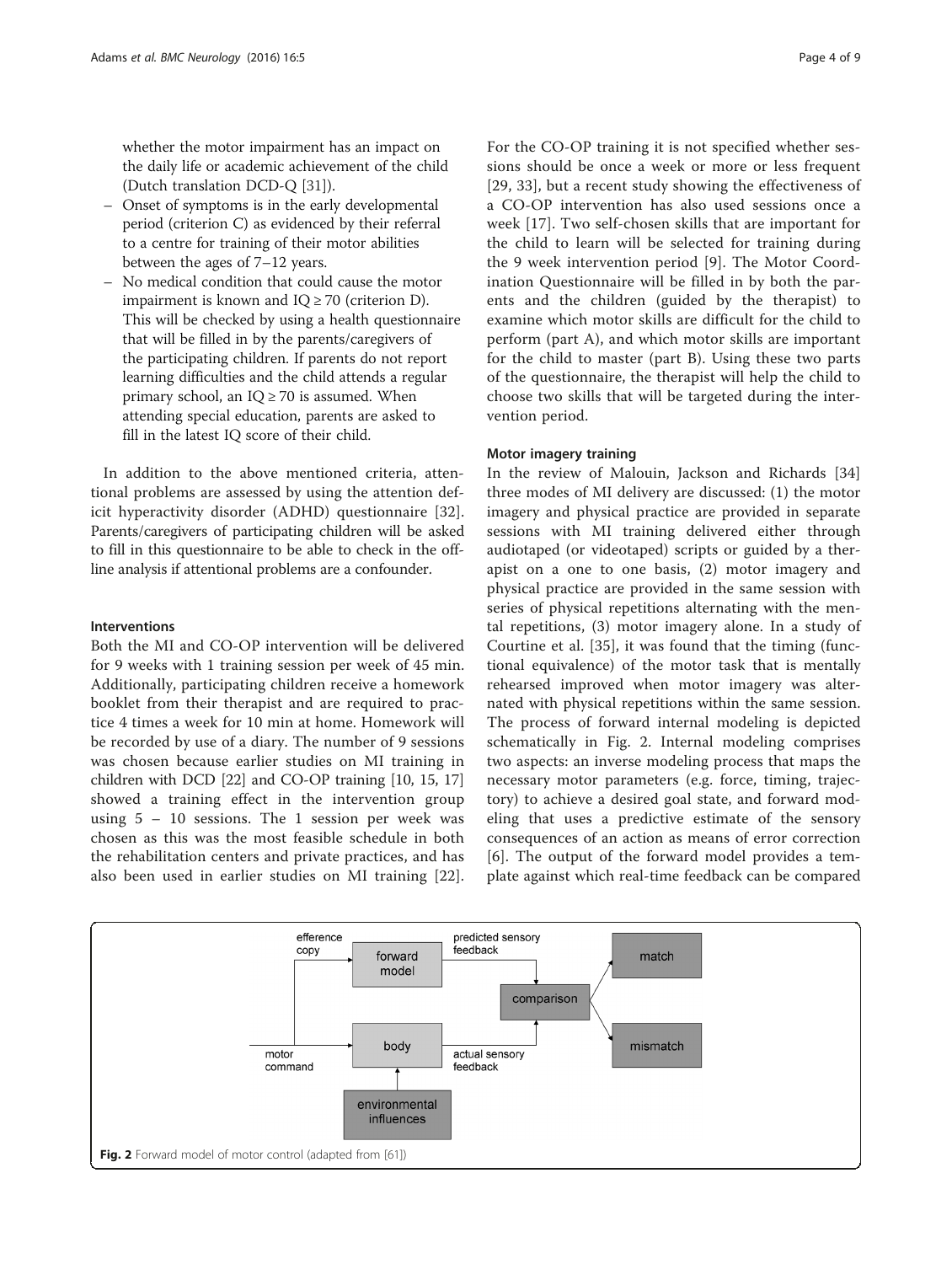whether the motor impairment has an impact on the daily life or academic achievement of the child (Dutch translation DCD-Q [31]).

- Onset of symptoms is in the early developmental period (criterion C) as evidenced by their referral to a centre for training of their motor abilities between the ages of 7–12 years.
- No medical condition that could cause the motor impairment is known and IQ ≥ 70 (criterion D). This will be checked by using a health questionnaire that will be filled in by the parents/caregivers of the participating children. If parents do not report learning difficulties and the child attends a regular primary school, an IQ ≥ 70 is assumed. When attending special education, parents are asked to fill in the latest IQ score of their child.

In addition to the above mentioned criteria, attentional problems are assessed by using the attention deficit hyperactivity disorder (ADHD) questionnaire [32]. Parents/caregivers of participating children will be asked to fill in this questionnaire to be able to check in the offline analysis if attentional problems are a confounder.

### Interventions

Both the MI and CO-OP intervention will be delivered for 9 weeks with 1 training session per week of 45 min. Additionally, participating children receive a homework booklet from their therapist and are required to practice 4 times a week for 10 min at home. Homework will be recorded by use of a diary. The number of 9 sessions was chosen because earlier studies on MI training in children with DCD [22] and CO-OP training [10, 15, 17] showed a training effect in the intervention group using 5 – 10 sessions. The 1 session per week was chosen as this was the most feasible schedule in both the rehabilitation centers and private practices, and has also been used in earlier studies on MI training [22]. For the CO-OP training it is not specified whether sessions should be once a week or more or less frequent [29, 33], but a recent study showing the effectiveness of a CO-OP intervention has also used sessions once a week [17]. Two self-chosen skills that are important for the child to learn will be selected for training during the 9 week intervention period [9]. The Motor Coordination Questionnaire will be filled in by both the parents and the children (guided by the therapist) to examine which motor skills are difficult for the child to perform (part A), and which motor skills are important for the child to master (part B). Using these two parts of the questionnaire, the therapist will help the child to choose two skills that will be targeted during the intervention period.

### Motor imagery training

In the review of Malouin, Jackson and Richards [34] three modes of MI delivery are discussed: (1) the motor imagery and physical practice are provided in separate sessions with MI training delivered either through audiotaped (or videotaped) scripts or guided by a therapist on a one to one basis, (2) motor imagery and physical practice are provided in the same session with series of physical repetitions alternating with the mental repetitions, (3) motor imagery alone. In a study of Courtine et al. [35], it was found that the timing (functional equivalence) of the motor task that is mentally rehearsed improved when motor imagery was alternated with physical repetitions within the same session. The process of forward internal modeling is depicted schematically in Fig. 2. Internal modeling comprises two aspects: an inverse modeling process that maps the necessary motor parameters (e.g. force, timing, trajectory) to achieve a desired goal state, and forward modeling that uses a predictive estimate of the sensory consequences of an action as means of error correction [6]. The output of the forward model provides a template against which real-time feedback can be compared

**Fig. 2** Forward model of motor control (adapted from [61])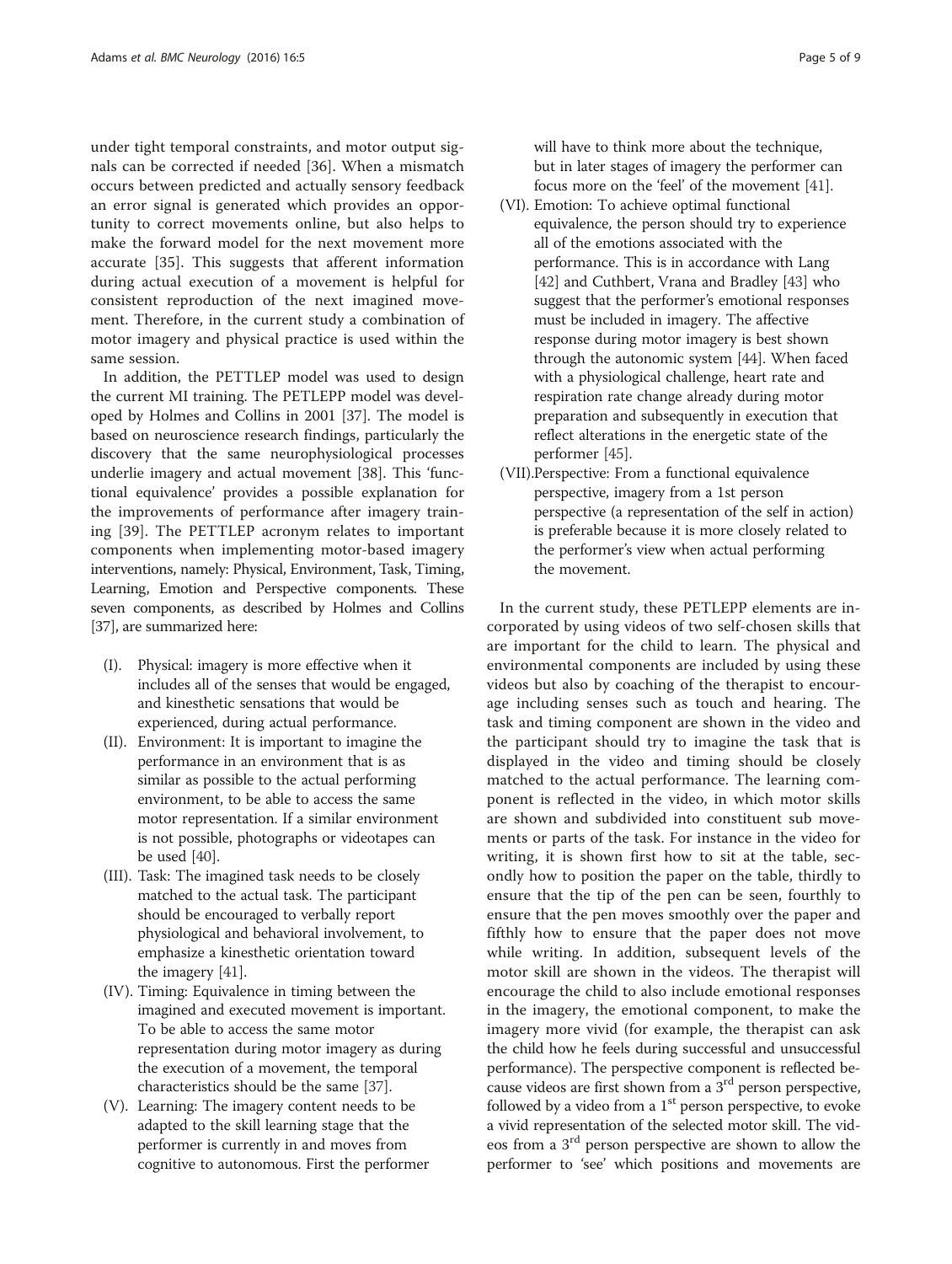under tight temporal constraints, and motor output signals can be corrected if needed [36]. When a mismatch occurs between predicted and actually sensory feedback an error signal is generated which provides an opportunity to correct movements online, but also helps to make the forward model for the next movement more accurate [35]. This suggests that afferent information during actual execution of a movement is helpful for consistent reproduction of the next imagined movement. Therefore, in the current study a combination of motor imagery and physical practice is used within the same session.

In addition, the PETTLEP model was used to design the current MI training. The PETLEPP model was developed by Holmes and Collins in 2001 [37]. The model is based on neuroscience research findings, particularly the discovery that the same neurophysiological processes underlie imagery and actual movement [38]. This 'functional equivalence' provides a possible explanation for the improvements of performance after imagery training [39]. The PETTLEP acronym relates to important components when implementing motor-based imagery interventions, namely: Physical, Environment, Task, Timing, Learning, Emotion and Perspective components. These seven components, as described by Holmes and Collins [37], are summarized here:

(I). Physical: imagery is more effective when it includes all of the senses that would be engaged, and kinesthetic sensations that would be experienced, during actual performance.

(II). Environment: It is important to imagine the performance in an environment that is as similar as possible to the actual performing environment, to be able to access the same motor representation. If a similar environment is not possible, photographs or videotapes can be used [40].

(III). Task: The imagined task needs to be closely matched to the actual task. The participant should be encouraged to verbally report physiological and behavioral involvement, to emphasize a kinesthetic orientation toward the imagery [41].

(IV). Timing: Equivalence in timing between the imagined and executed movement is important. To be able to access the same motor representation during motor imagery as during the execution of a movement, the temporal characteristics should be the same [37].

(V). Learning: The imagery content needs to be adapted to the skill learning stage that the performer is currently in and moves from cognitive to autonomous. First the performer will have to think more about the technique, but in later stages of imagery the performer can focus more on the 'feel' of the movement [41].

(VI). Emotion: To achieve optimal functional equivalence, the person should try to experience all of the emotions associated with the performance. This is in accordance with Lang [42] and Cuthbert, Vrana and Bradley [43] who suggest that the performer's emotional responses must be included in imagery. The affective response during motor imagery is best shown through the autonomic system [44]. When faced with a physiological challenge, heart rate and respiration rate change already during motor preparation and subsequently in execution that reflect alterations in the energetic state of the performer [45].

(VII). Perspective: From a functional equivalence perspective, imagery from a 1st person perspective (a representation of the self in action) is preferable because it is more closely related to the performer's view when actual performing the movement.

In the current study, these PETLEPP elements are incorporated by using videos of two self-chosen skills that are important for the child to learn. The physical and environmental components are included by using these videos but also by coaching of the therapist to encourage including senses such as touch and hearing. The task and timing component are shown in the video and the participant should try to imagine the task that is displayed in the video and timing should be closely matched to the actual performance. The learning component is reflected in the video, in which motor skills are shown and subdivided into constituent sub movements or parts of the task. For instance in the video for writing, it is shown first how to sit at the table, secondly how to position the paper on the table, thirdly to ensure that the tip of the pen can be seen, fourthly to ensure that the pen moves smoothly over the paper and fifthly how to ensure that the paper does not move while writing. In addition, subsequent levels of the motor skill are shown in the videos. The therapist will encourage the child to also include emotional responses in the imagery, the emotional component, to make the imagery more vivid (for example, the therapist can ask the child how he feels during successful and unsuccessful performance). The perspective component is reflected because videos are first shown from a 3rd person perspective, followed by a video from a 1st person perspective, to evoke a vivid representation of the selected motor skill. The videos from a 3rd person perspective are shown to allow the performer to 'see' which positions and movements are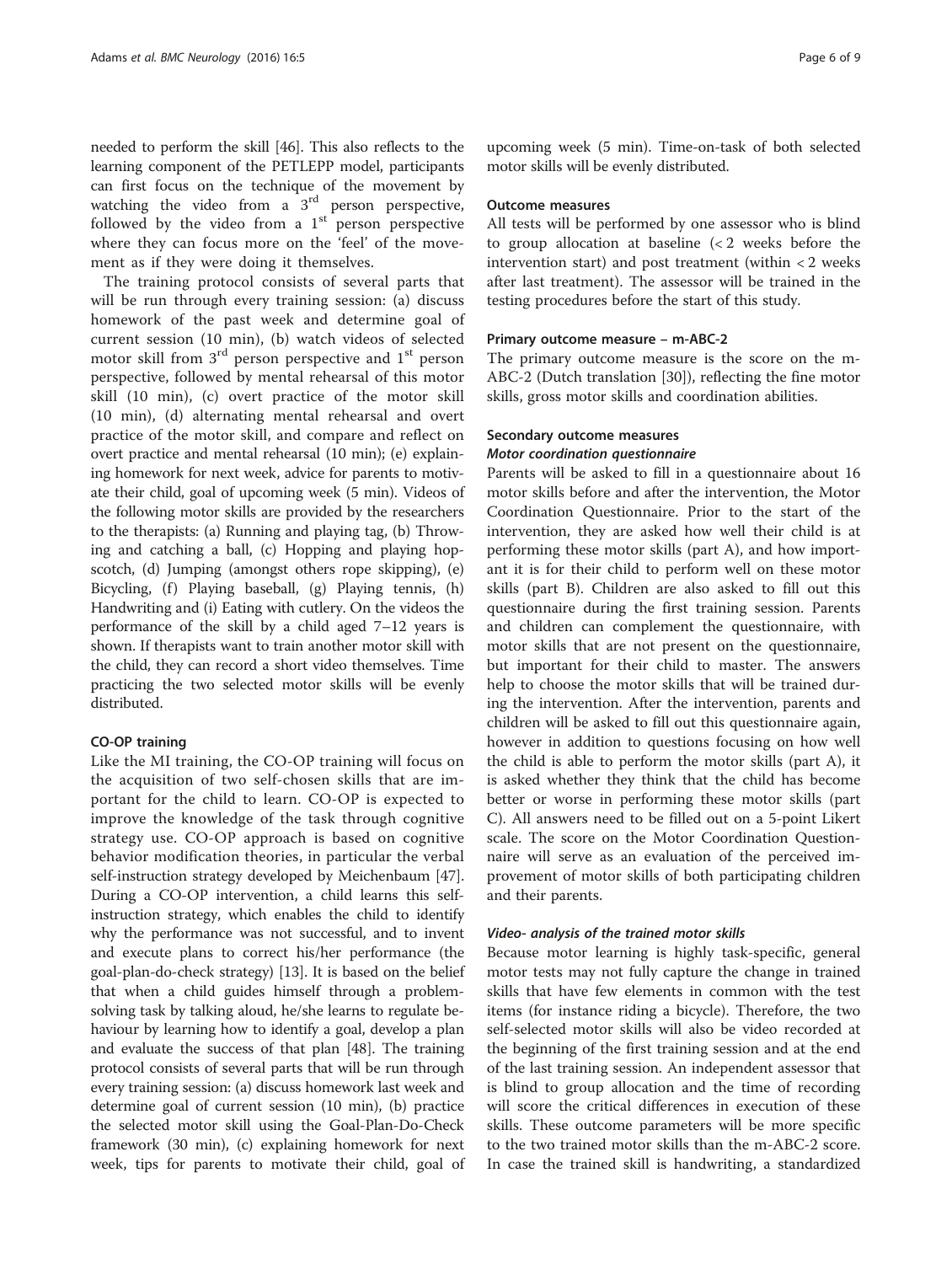needed to perform the skill [46]. This also reflects to the learning component of the PETLEPP model, participants can first focus on the technique of the movement by watching the video from a 3rd person perspective, followed by the video from a 1st person perspective where they can focus more on the 'feel' of the movement as if they were doing it themselves.

The training protocol consists of several parts that will be run through every training session: (a) discuss homework of the past week and determine goal of current session (10 min), (b) watch videos of selected motor skill from 3rd person perspective and 1st person perspective, followed by mental rehearsal of this motor skill (10 min), (c) overt practice of the motor skill (10 min), (d) alternating mental rehearsal and overt practice of the motor skill, and compare and reflect on overt practice and mental rehearsal (10 min); (e) explaining homework for next week, advice for parents to motivate their child, goal of upcoming week (5 min). Videos of the following motor skills are provided by the researchers to the therapists: (a) Running and playing tag, (b) Throwing and catching a ball, (c) Hopping and playing hopscotch, (d) Jumping (amongst others rope skipping), (e) Bicycling, (f) Playing baseball, (g) Playing tennis, (h) Handwriting and (i) Eating with cutlery. On the videos the performance of the skill by a child aged 7–12 years is shown. If therapists want to train another motor skill with the child, they can record a short video themselves. Time practicing the two selected motor skills will be evenly distributed.

### CO-OP training

Like the MI training, the CO-OP training will focus on the acquisition of two self-chosen skills that are important for the child to learn. CO-OP is expected to improve the knowledge of the task through cognitive strategy use. CO-OP approach is based on cognitive behavior modification theories, in particular the verbal self-instruction strategy developed by Meichenbaum [47]. During a CO-OP intervention, a child learns this self-instruction strategy, which enables the child to identify why the performance was not successful, and to invent and execute plans to correct his/her performance (the goal-plan-do-check strategy) [13]. It is based on the belief that when a child guides himself through a problem-solving task by talking aloud, he/she learns to regulate behaviour by learning how to identify a goal, develop a plan and evaluate the success of that plan [48]. The training protocol consists of several parts that will be run through every training session: (a) discuss homework last week and determine goal of current session (10 min), (b) practice the selected motor skill using the Goal-Plan-Do-Check framework (30 min), (c) explaining homework for next week, tips for parents to motivate their child, goal of upcoming week (5 min). Time-on-task of both selected motor skills will be evenly distributed.

### Outcome measures

All tests will be performed by one assessor who is blind to group allocation at baseline (< 2 weeks before the intervention start) and post treatment (within < 2 weeks after last treatment). The assessor will be trained in the testing procedures before the start of this study.

### Primary outcome measure – m-ABC-2

The primary outcome measure is the score on the m-ABC-2 (Dutch translation [30]), reflecting the fine motor skills, gross motor skills and coordination abilities.

### Secondary outcome measures

#### *Motor coordination questionnaire*

Parents will be asked to fill in a questionnaire about 16 motor skills before and after the intervention, the Motor Coordination Questionnaire. Prior to the start of the intervention, they are asked how well their child is at performing these motor skills (part A), and how important it is for their child to perform well on these motor skills (part B). Children are also asked to fill out this questionnaire during the first training session. Parents and children can complement the questionnaire, with motor skills that are not present on the questionnaire, but important for their child to master. The answers help to choose the motor skills that will be trained during the intervention. After the intervention, parents and children will be asked to fill out this questionnaire again, however in addition to questions focusing on how well the child is able to perform the motor skills (part A), it is asked whether they think that the child has become better or worse in performing these motor skills (part C). All answers need to be filled out on a 5-point Likert scale. The score on the Motor Coordination Questionnaire will serve as an evaluation of the perceived improvement of motor skills of both participating children and their parents.

#### *Video- analysis of the trained motor skills*

Because motor learning is highly task-specific, general motor tests may not fully capture the change in trained skills that have few elements in common with the test items (for instance riding a bicycle). Therefore, the two self-selected motor skills will also be video recorded at the beginning of the first training session and at the end of the last training session. An independent assessor that is blind to group allocation and the time of recording will score the critical differences in execution of these skills. These outcome parameters will be more specific to the two trained motor skills than the m-ABC-2 score. In case the trained skill is handwriting, a standardized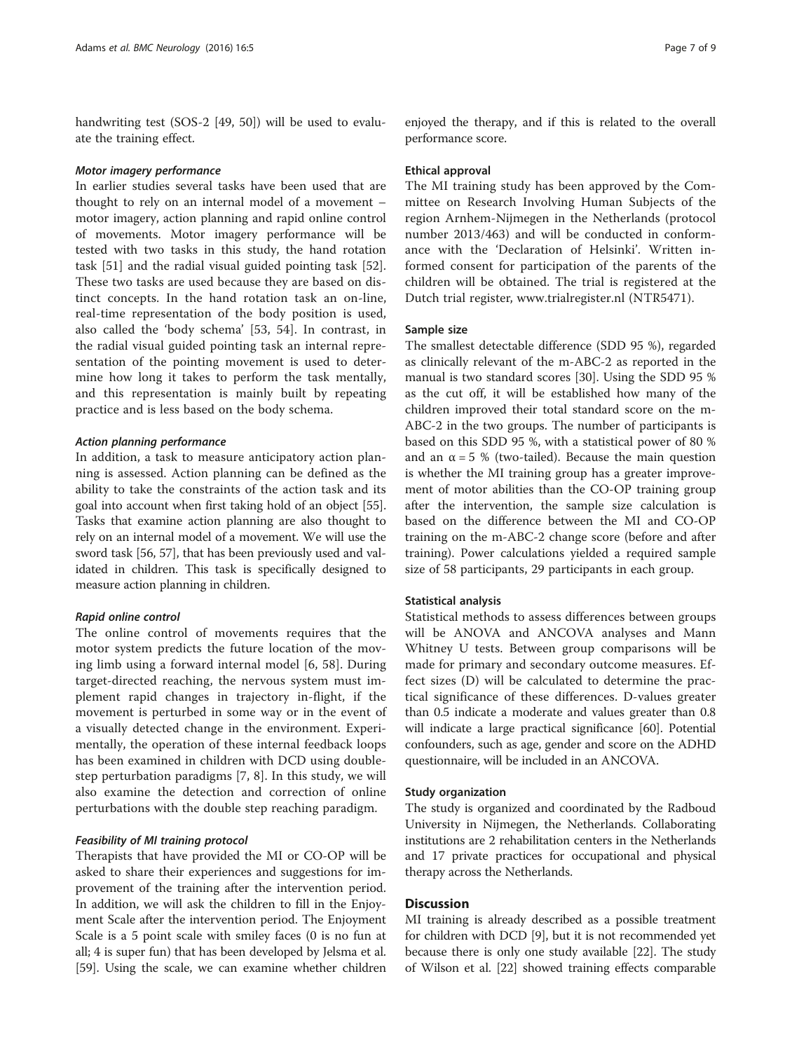handwriting test (SOS-2 [49, 50]) will be used to evaluate the training effect.

#### *Motor imagery performance*

In earlier studies several tasks have been used that are thought to rely on an internal model of a movement – motor imagery, action planning and rapid online control of movements. Motor imagery performance will be tested with two tasks in this study, the hand rotation task [51] and the radial visual guided pointing task [52]. These two tasks are used because they are based on distinct concepts. In the hand rotation task an on-line, real-time representation of the body position is used, also called the 'body schema' [53, 54]. In contrast, in the radial visual guided pointing task an internal representation of the pointing movement is used to determine how long it takes to perform the task mentally, and this representation is mainly built by repeating practice and is less based on the body schema.

#### *Action planning performance*

In addition, a task to measure anticipatory action planning is assessed. Action planning can be defined as the ability to take the constraints of the action task and its goal into account when first taking hold of an object [55]. Tasks that examine action planning are also thought to rely on an internal model of a movement. We will use the sword task [56, 57], that has been previously used and validated in children. This task is specifically designed to measure action planning in children.

#### *Rapid online control*

The online control of movements requires that the motor system predicts the future location of the moving limb using a forward internal model [6, 58]. During target-directed reaching, the nervous system must implement rapid changes in trajectory in-flight, if the movement is perturbed in some way or in the event of a visually detected change in the environment. Experimentally, the operation of these internal feedback loops has been examined in children with DCD using double-step perturbation paradigms [7, 8]. In this study, we will also examine the detection and correction of online perturbations with the double step reaching paradigm.

#### *Feasibility of MI training protocol*

Therapists that have provided the MI or CO-OP will be asked to share their experiences and suggestions for improvement of the training after the intervention period. In addition, we will ask the children to fill in the Enjoyment Scale after the intervention period. The Enjoyment Scale is a 5 point scale with smiley faces (0 is no fun at all; 4 is super fun) that has been developed by Jelsma et al. [59]. Using the scale, we can examine whether children enjoyed the therapy, and if this is related to the overall performance score.

### Ethical approval

The MI training study has been approved by the Committee on Research Involving Human Subjects of the region Arnhem-Nijmegen in the Netherlands (protocol number 2013/463) and will be conducted in conformance with the 'Declaration of Helsinki'. Written informed consent for participation of the parents of the children will be obtained. The trial is registered at the Dutch trial register, www.trialregister.nl (NTR5471).

### Sample size

The smallest detectable difference (SDD 95 %), regarded as clinically relevant of the m-ABC-2 as reported in the manual is two standard scores [30]. Using the SDD 95 % as the cut off, it will be established how many of the children improved their total standard score on the m-ABC-2 in the two groups. The number of participants is based on this SDD 95 %, with a statistical power of 80 % and an $\alpha = 5$ % (two-tailed). Because the main question is whether the MI training group has a greater improvement of motor abilities than the CO-OP training group after the intervention, the sample size calculation is based on the difference between the MI and CO-OP training on the m-ABC-2 change score (before and after training). Power calculations yielded a required sample size of 58 participants, 29 participants in each group.

### Statistical analysis

Statistical methods to assess differences between groups will be ANOVA and ANCOVA analyses and Mann Whitney U tests. Between group comparisons will be made for primary and secondary outcome measures. Effect sizes (D) will be calculated to determine the practical significance of these differences. D-values greater than 0.5 indicate a moderate and values greater than 0.8 will indicate a large practical significance [60]. Potential confounders, such as age, gender and score on the ADHD questionnaire, will be included in an ANCOVA.

### Study organization

The study is organized and coordinated by the Radboud University in Nijmegen, the Netherlands. Collaborating institutions are 2 rehabilitation centers in the Netherlands and 17 private practices for occupational and physical therapy across the Netherlands.

## Discussion

MI training is already described as a possible treatment for children with DCD [9], but it is not recommended yet because there is only one study available [22]. The study of Wilson et al. [22] showed training effects comparable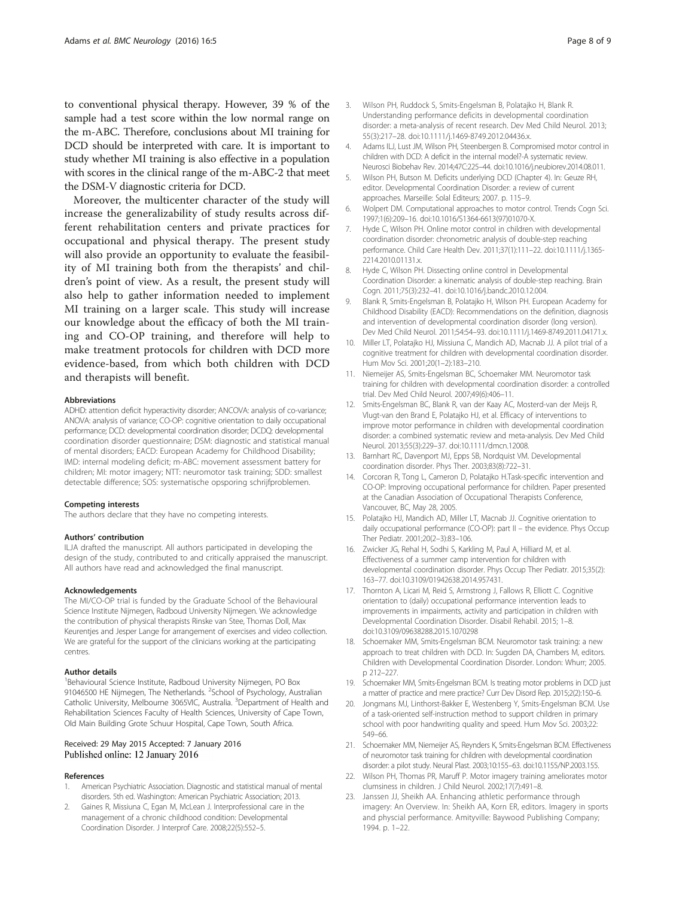to conventional physical therapy. However, 39 % of the sample had a test score within the low normal range on the m-ABC. Therefore, conclusions about MI training for DCD should be interpreted with care. It is important to study whether MI training is also effective in a population with scores in the clinical range of the m-ABC-2 that meet the DSM-V diagnostic criteria for DCD.

Moreover, the multicenter character of the study will increase the generalizability of study results across different rehabilitation centers and private practices for occupational and physical therapy. The present study will also provide an opportunity to evaluate the feasibility of MI training both from the therapists' and children's point of view. As a result, the present study will also help to gather information needed to implement MI training on a larger scale. This study will increase our knowledge about the efficacy of both the MI training and CO-OP training, and therefore will help to make treatment protocols for children with DCD more evidence-based, from which both children with DCD and therapists will benefit.

#### Abbreviations

ADHD: attention deficit hyperactivity disorder; ANCOVA: analysis of co-variance; ANOVA: analysis of variance; CO-OP: cognitive orientation to daily occupational performance; DCD: developmental coordination disorder; DCDQ: developmental coordination disorder questionnaire; DSM: diagnostic and statistical manual of mental disorders; EACD: European Academy for Childhood Disability; IMD: internal modeling deficit; m-ABC: movement assessment battery for children; MI: motor imagery; NTT: neuromotor task training; SDD: smallest detectable difference; SOS: systematische opsporing schrijfproblemen.

#### Competing interests

The authors declare that they have no competing interests.

#### Authors' contribution

ILJA drafted the manuscript. All authors participated in developing the design of the study, contributed to and critically appraised the manuscript. All authors have read and acknowledged the final manuscript.

#### Acknowledgements

The MI/CO-OP trial is funded by the Graduate School of the Behavioural Science Institute Nijmegen, Radboud University Nijmegen. We acknowledge the contribution of physical therapists Rinske van Stee, Thomas Doll, Max Keurentjes and Jesper Lange for arrangement of exercises and video collection. We are grateful for the support of the clinicians working at the participating centres.

#### Author details

[1]Behavioural Science Institute, Radboud University Nijmegen, PO Box 91046500 HE Nijmegen, The Netherlands. [2]School of Psychology, Australian Catholic University, Melbourne 3065VIC, Australia. [3]Department of Health and Rehabilitation Sciences Faculty of Health Sciences, University of Cape Town, Old Main Building Grote Schuur Hospital, Cape Town, South Africa.

Received: 29 May 2015 Accepted: 7 January 2016
Published online: 12 January 2016

#### References

1. American Psychiatric Association. Diagnostic and statistical manual of mental disorders. 5th ed. Washington: American Psychiatric Association; 2013.
2. Gaines R, Missiuna C, Egan M, McLean J. Interprofessional care in the management of a chronic childhood condition: Developmental Coordination Disorder. J Interprof Care. 2008;22(5):552–5.
3. Wilson PH, Ruddock S, Smits-Engelsman B, Polatajko H, Blank R. Understanding performance deficits in developmental coordination disorder: a meta-analysis of recent research. Dev Med Child Neurol. 2013; 55(3):217–28. doi:10.1111/j.1469-8749.2012.04436.x.
4. Adams ILJ, Lust JM, Wilson PH, Steenbergen B. Compromised motor control in children with DCD: A deficit in the internal model?-A systematic review. Neurosci Biobehav Rev. 2014;47C:225–44. doi:10.1016/j.neubiorev.2014.08.011.
5. Wilson PH, Butson M. Deficits underlying DCD (Chapter 4). In: Geuze RH, editor. Developmental Coordination Disorder: a review of current approaches. Marseille: Solal Editeurs; 2007. p. 115–9.
6. Wolpert DM. Computational approaches to motor control. Trends Cogn Sci. 1997;1(6):209–16. doi:10.1016/S1364-6613(97)01070-X.
7. Hyde C, Wilson PH. Online motor control in children with developmental coordination disorder: chronometric analysis of double-step reaching performance. Child Care Health Dev. 2011;37(1):111–22. doi:10.1111/j.1365-2214.2010.01131.x.
8. Hyde C, Wilson PH. Dissecting online control in Developmental Coordination Disorder: a kinematic analysis of double-step reaching. Brain Cogn. 2011;75(3):232–41. doi:10.1016/j.bandc.2010.12.004.
9. Blank R, Smits-Engelsman B, Polatajko H, Wilson PH. European Academy for Childhood Disability (EACD): Recommendations on the definition, diagnosis and intervention of developmental coordination disorder (long version). Dev Med Child Neurol. 2011;54:54–93. doi:10.1111/j.1469-8749.2011.04171.x.
10. Miller LT, Polatajko HJ, Missiuna C, Mandich AD, Macnab JJ. A pilot trial of a cognitive treatment for children with developmental coordination disorder. Hum Mov Sci. 2001;20(1–2):183–210.
11. Niemeijer AS, Smits-Engelsman BC, Schoemaker MM. Neuromotor task training for children with developmental coordination disorder: a controlled trial. Dev Med Child Neurol. 2007;49(6):406–11.
12. Smits-Engelsman BC, Blank R, van der Kaay AC, Mosterd-van der Meijs R, Vlugt-van den Brand E, Polatajko HJ, et al. Efficacy of interventions to improve motor performance in children with developmental coordination disorder: a combined systematic review and meta-analysis. Dev Med Child Neurol. 2013;55(3):229–37. doi:10.1111/dmcn.12008.
13. Barnhart RC, Davenport MJ, Epps SB, Nordquist VM. Developmental coordination disorder. Phys Ther. 2003;83(8):722–31.
14. Corcoran R, Tong L, Cameron D, Polatajko H.Task-specific intervention and CO-OP: Improving occupational performance for children. Paper presented at the Canadian Association of Occupational Therapists Conference, Vancouver, BC, May 28, 2005.
15. Polatajko HJ, Mandich AD, Miller LT, Macnab JJ. Cognitive orientation to daily occupational performance (CO-OP): part II – the evidence. Phys Occup Ther Pediatr. 2001;20(2–3):83–106.
16. Zwicker JG, Rehal H, Sodhi S, Karkling M, Paul A, Hilliard M, et al. Effectiveness of a summer camp intervention for children with developmental coordination disorder. Phys Occup Ther Pediatr. 2015;35(2): 163–77. doi:10.3109/01942638.2014.957431.
17. Thornton A, Licari M, Reid S, Armstrong J, Fallows R, Elliott C. Cognitive orientation to (daily) occupational performance intervention leads to improvements in impairments, activity and participation in children with Developmental Coordination Disorder. Disabil Rehabil. 2015; 1–8. doi:10.3109/09638288.2015.1070298
18. Schoemaker MM, Smits-Engelsman BCM. Neuromotor task training: a new approach to treat children with DCD. In: Sugden DA, Chambers M, editors. Children with Developmental Coordination Disorder. London: Whurr; 2005. p 212–227.
19. Schoemaker MM, Smits-Engelsman BCM. Is treating motor problems in DCD just a matter of practice and mere practice? Curr Dev Disord Rep. 2015;2(2):150–6.
20. Jongmans MJ, Linthorst-Bakker E, Westenberg Y, Smits-Engelsman BCM. Use of a task-oriented self-instruction method to support children in primary school with poor handwriting quality and speed. Hum Mov Sci. 2003;22: 549–66.
21. Schoemaker MM, Niemeijer AS, Reynders K, Smits-Engelsman BCM. Effectiveness of neuromotor task training for children with developmental coordination disorder: a pilot study. Neural Plast. 2003;10:155–63. doi:10.1155/NP.2003.155.
22. Wilson PH, Thomas PR, Maruff P. Motor imagery training ameliorates motor clumsiness in children. J Child Neurol. 2002;17(7):491–8.
23. Janssen JJ, Sheikh AA. Enhancing athletic performance through imagery: An Overview. In: Sheikh AA, Korn ER, editors. Imagery in sports and physcial performance. Amityville: Baywood Publishing Company; 1994. p. 1–22.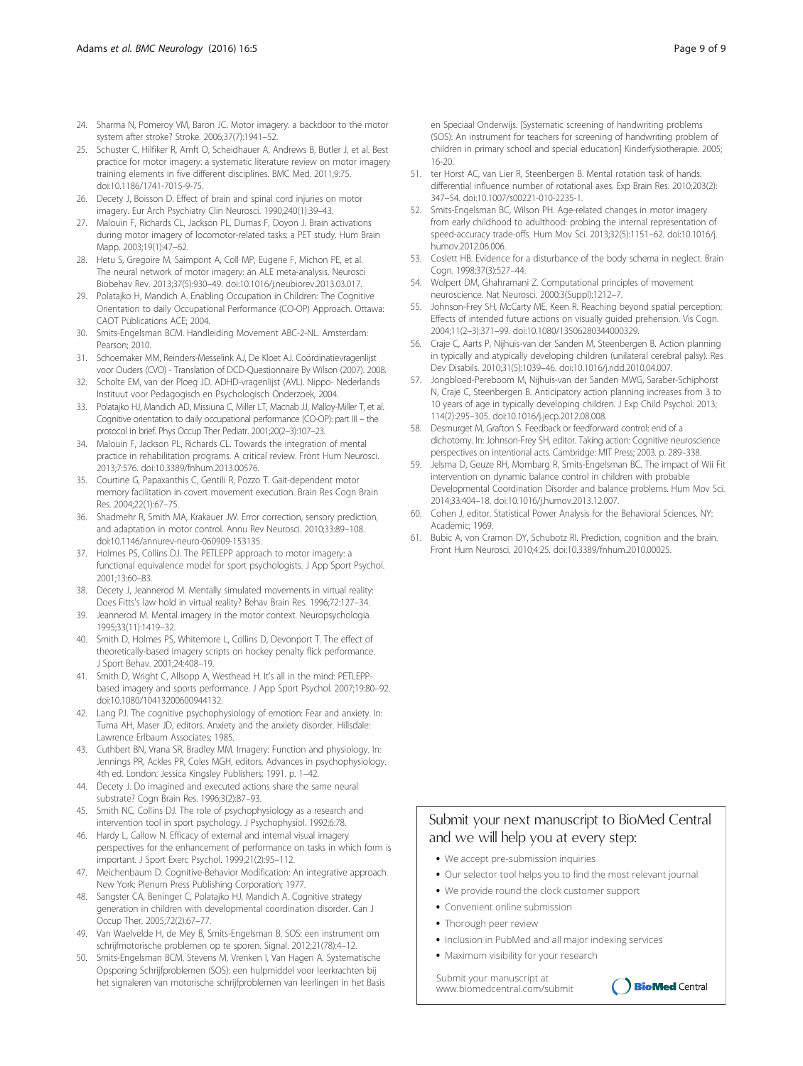24. Sharma N, Pomeroy VM, Baron JC. Motor imagery: a backdoor to the motor system after stroke? Stroke. 2006;37(7):1941–52.
25. Schuster C, Hilfiker R, Amft O, Scheidhauer A, Andrews B, Butler J, et al. Best practice for motor imagery: a systematic literature review on motor imagery training elements in five different disciplines. BMC Med. 2011;9:75. doi:10.1186/1741-7015-9-75.
26. Decety J, Boisson D. Effect of brain and spinal cord injuries on motor imagery. Eur Arch Psychiatry Clin Neurosci. 1990;240(1):39–43.
27. Malouin F, Richards CL, Jackson PL, Dumas F, Doyon J. Brain activations during motor imagery of locomotor-related tasks: a PET study. Hum Brain Mapp. 2003;19(1):47–62.
28. Hetu S, Gregoire M, Saimpont A, Coll MP, Eugene F, Michon PE, et al. The neural network of motor imagery: an ALE meta-analysis. Neurosci Biobehav Rev. 2013;37(5):930–49. doi:10.1016/j.neubiorev.2013.03.017.
29. Polatajko H, Mandich A. Enabling Occupation in Children: The Cognitive Orientation to daily Occupational Performance (CO-OP) Approach. Ottawa: CAOT Publications ACE; 2004.
30. Smits-Engelsman BCM. Handleiding Movement ABC-2-NL. Amsterdam: Pearson; 2010.
31. Schoemaker MM, Reinders-Messelink AJ, De Kloet AJ. Coördinatievragenlijst voor Ouders (CVO) - Translation of DCD-Questionnaire By Wilson (2007). 2008.
32. Scholte EM, van der Ploeg JD. ADHD-vragenlijst (AVL). Nippo- Nederlands Instituut voor Pedagogisch en Psychologisch Onderzoek, 2004.
33. Polatajko HJ, Mandich AD, Missiuna C, Miller LT, Macnab JJ, Malloy-Miller T, et al. Cognitive orientation to daily occupational performance (CO-OP): part III – the protocol in brief. Phys Occup Ther Pediatr. 2001;20(2–3):107–23.
34. Malouin F, Jackson PL, Richards CL. Towards the integration of mental practice in rehabilitation programs. A critical review. Front Hum Neurosci. 2013;7:576. doi:10.3389/fnhum.2013.00576.
35. Courtine G, Papaxanthis C, Gentili R, Pozzo T. Gait-dependent motor memory facilitation in covert movement execution. Brain Res Cogn Brain Res. 2004;22(1):67–75.
36. Shadmehr R, Smith MA, Krakauer JW. Error correction, sensory prediction, and adaptation in motor control. Annu Rev Neurosci. 2010;33:89–108. doi:10.1146/annurev-neuro-060909-153135.
37. Holmes PS, Collins DJ. The PETLEPP approach to motor imagery: a functional equivalence model for sport psychologists. J App Sport Psychol. 2001;13:60–83.
38. Decety J, Jeannerod M. Mentally simulated movements in virtual reality: Does Fitts's law hold in virtual reality? Behav Brain Res. 1996;72:127–34.
39. Jeannerod M. Mental imagery in the motor context. Neuropsychologia. 1995;33(11):1419–32.
40. Smith D, Holmes PS, Whitemore L, Collins D, Devonport T. The effect of theoretically-based imagery scripts on hockey penalty flick performance. J Sport Behav. 2001;24:408–19.
41. Smith D, Wright C, Allsopp A, Westhead H. It's all in the mind: PETLEPP-based imagery and sports performance. J App Sport Psychol. 2007;19:80–92. doi:10.1080/10413200600944132.
42. Lang PJ. The cognitive psychophysiology of emotion: Fear and anxiety. In: Tuma AH, Maser JD, editors. Anxiety and the anxiety disorder. Hillsdale: Lawrence Erlbaum Associates; 1985.
43. Cuthbert BN, Vrana SR, Bradley MM. Imagery: Function and physiology. In: Jennings PR, Ackles PR, Coles MGH, editors. Advances in psychophysiology. 4th ed. London: Jessica Kingsley Publishers; 1991. p. 1–42.
44. Decety J. Do imagined and executed actions share the same neural substrate? Cogn Brain Res. 1996;3(2):87–93.
45. Smith NC, Collins DJ. The role of psychophysiology as a research and intervention tool in sport psychology. J Psychophysiol. 1992;6:78.
46. Hardy L, Callow N. Efficacy of external and internal visual imagery perspectives for the enhancement of performance on tasks in which form is important. J Sport Exerc Psychol. 1999;21(2):95–112.
47. Meichenbaum D. Cognitive-Behavior Modification: An integrative approach. New York: Plenum Press Publishing Corporation; 1977.
48. Sangster CA, Beninger C, Polatajko HJ, Mandich A. Cognitive strategy generation in children with developmental coordination disorder. Can J Occup Ther. 2005;72(2):67–77.
49. Van Waelvelde H, de Mey B, Smits-Engelsman B. SOS: een instrument om schrijfmotorische problemen op te sporen. Signal. 2012;21(78):4–12.
50. Smits-Engelsman BCM, Stevens M, Vrenken I, Van Hagen A. Systematische Opsporing Schrijfproblemen (SOS): een hulpmiddel voor leerkrachten bij het signaleren van motorische schrijfproblemen van leerlingen in het Basis en Speciaal Onderwijs. [Systematic screening of handwriting problems (SOS): An instrument for teachers for screening of handwriting problem of children in primary school and special education] Kinderfysiotherapie. 2005; 16-20.
51. ter Horst AC, van Lier R, Steenbergen B. Mental rotation task of hands: differential influence number of rotational axes. Exp Brain Res. 2010;203(2): 347–54. doi:10.1007/s00221-010-2235-1.
52. Smits-Engelsman BC, Wilson PH. Age-related changes in motor imagery from early childhood to adulthood: probing the internal representation of speed-accuracy trade-offs. Hum Mov Sci. 2013;32(5):1151–62. doi:10.1016/j.humov.2012.06.006.
53. Coslett HB. Evidence for a disturbance of the body schema in neglect. Brain Cogn. 1998;37(3):527–44.
54. Wolpert DM, Ghahramani Z. Computational principles of movement neuroscience. Nat Neurosci. 2000;3(Suppl):1212–7.
55. Johnson-Frey SH, McCarty ME, Keen R. Reaching beyond spatial perception: Effects of intended future actions on visually guided prehension. Vis Cogn. 2004;11(2–3):371–99. doi:10.1080/13506280344000329.
56. Craje C, Aarts P, Nijhuis-van der Sanden M, Steenbergen B. Action planning in typically and atypically developing children (unilateral cerebral palsy). Res Dev Disabils. 2010;31(5):1039–46. doi:10.1016/j.ridd.2010.04.007.
57. Jongbloed-Pereboom M, Nijhuis-van der Sanden MWG, Saraber-Schiphorst N, Craje C, Steenbergen B. Anticipatory action planning increases from 3 to 10 years of age in typically developing children. J Exp Child Psychol. 2013; 114(2):295–305. doi:10.1016/j.jecp.2012.08.008.
58. Desmurget M, Grafton S. Feedback or feedforward control: end of a dichotomy. In: Johnson-Frey SH, editor. Taking action: Cognitive neuroscience perspectives on intentional acts. Cambridge: MIT Press; 2003. p. 289–338.
59. Jelsma D, Geuze RH, Mombarg R, Smits-Engelsman BC. The impact of Wii Fit intervention on dynamic balance control in children with probable Developmental Coordination Disorder and balance problems. Hum Mov Sci. 2014;33:404–18. doi:10.1016/j.humov.2013.12.007.
60. Cohen J, editor. Statistical Power Analysis for the Behavioral Sciences. NY: Academic; 1969.
61. Bubic A, von Cramon DY, Schubotz RI. Prediction, cognition and the brain. Front Hum Neurosci. 2010;4:25. doi:10.3389/fnhum.2010.00025.

Submit your next manuscript to BioMed Central and we will help you at every step:

- We accept pre-submission inquiries
- Our selector tool helps you to find the most relevant journal
- We provide round the clock customer support
- Convenient online submission
- Thorough peer review
- Inclusion in PubMed and all major indexing services
- Maximum visibility for your research

Submit your manuscript at www.biomedcentral.com/submit